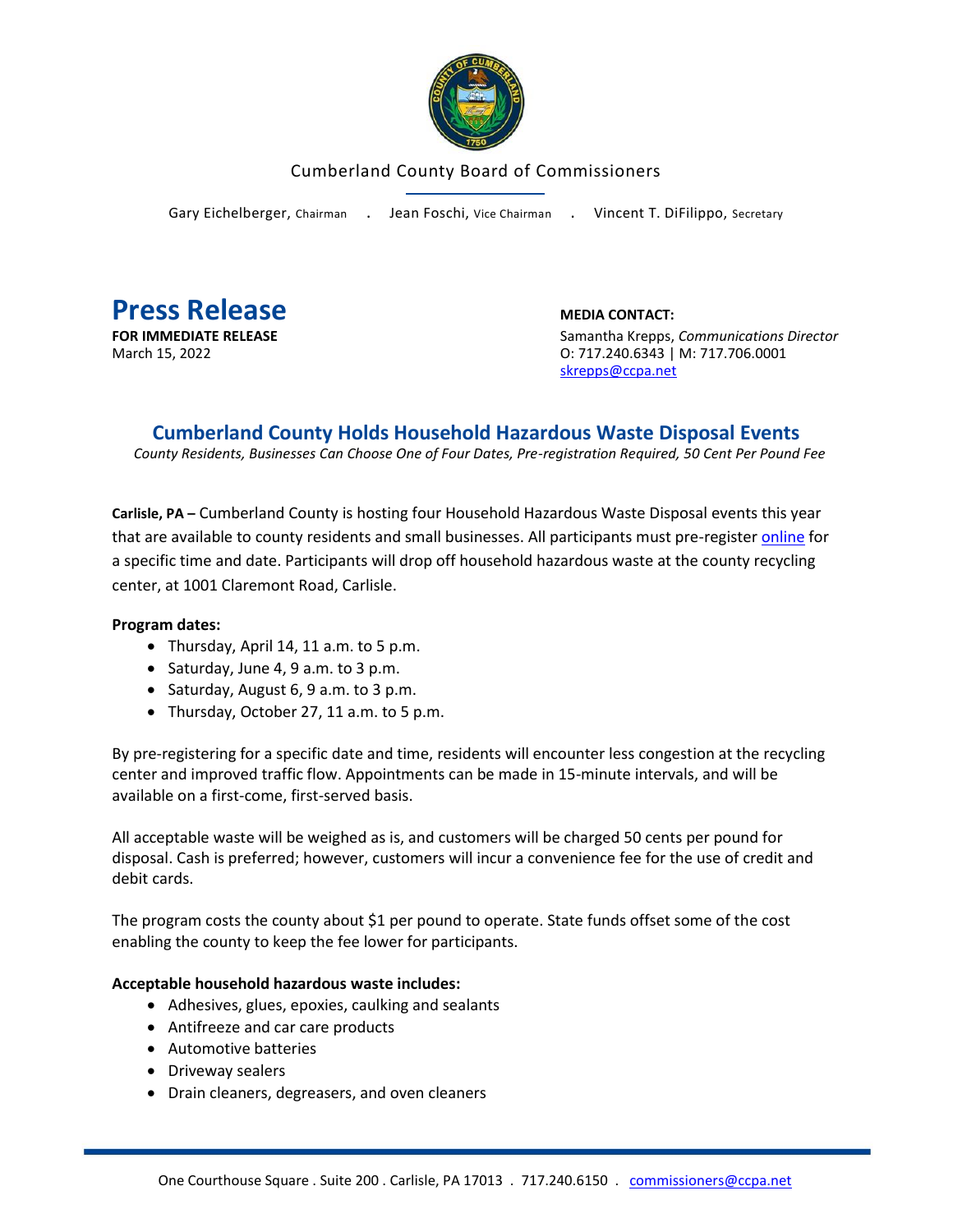Cumberland County Board of Commissioners

Gary Eichelberger, Chairman . Jean Foschi, Vice Chairman . Vincent T. DiFilippo, Secretary

# Press Release

**FOR IMMEDIATE RELEASE**
March 15, 2022

**MEDIA CONTACT:**
Samantha Krepps, *Communications Director*
O: 717.240.6343 | M: 717.706.0001
skrepps@ccpa.net

## Cumberland County Holds Household Hazardous Waste Disposal Events

*County Residents, Businesses Can Choose One of Four Dates, Pre-registration Required, 50 Cent Per Pound Fee*

**Carlisle, PA –** Cumberland County is hosting four Household Hazardous Waste Disposal events this year that are available to county residents and small businesses. All participants must pre-register online for a specific time and date. Participants will drop off household hazardous waste at the county recycling center, at 1001 Claremont Road, Carlisle.

**Program dates:**

- Thursday, April 14, 11 a.m. to 5 p.m.
- Saturday, June 4, 9 a.m. to 3 p.m.
- Saturday, August 6, 9 a.m. to 3 p.m.
- Thursday, October 27, 11 a.m. to 5 p.m.

By pre-registering for a specific date and time, residents will encounter less congestion at the recycling center and improved traffic flow. Appointments can be made in 15-minute intervals, and will be available on a first-come, first-served basis.

All acceptable waste will be weighed as is, and customers will be charged 50 cents per pound for disposal. Cash is preferred; however, customers will incur a convenience fee for the use of credit and debit cards.

The program costs the county about $1 per pound to operate. State funds offset some of the cost enabling the county to keep the fee lower for participants.

**Acceptable household hazardous waste includes:**

- Adhesives, glues, epoxies, caulking and sealants
- Antifreeze and car care products
- Automotive batteries
- Driveway sealers
- Drain cleaners, degreasers, and oven cleaners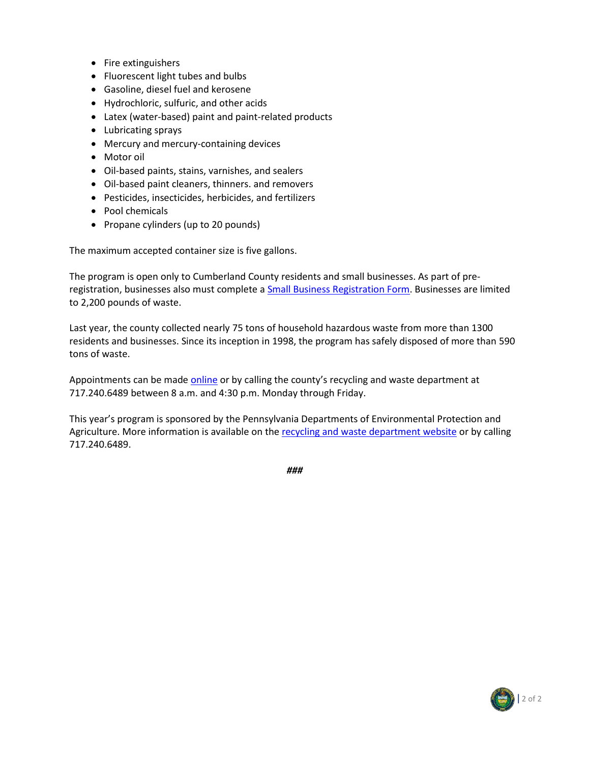- Fire extinguishers
- Fluorescent light tubes and bulbs
- Gasoline, diesel fuel and kerosene
- Hydrochloric, sulfuric, and other acids
- Latex (water-based) paint and paint-related products
- Lubricating sprays
- Mercury and mercury-containing devices
- Motor oil
- Oil-based paints, stains, varnishes, and sealers
- Oil-based paint cleaners, thinners. and removers
- Pesticides, insecticides, herbicides, and fertilizers
- Pool chemicals
- Propane cylinders (up to 20 pounds)

The maximum accepted container size is five gallons.

The program is open only to Cumberland County residents and small businesses. As part of pre-registration, businesses also must complete a Small Business Registration Form. Businesses are limited to 2,200 pounds of waste.

Last year, the county collected nearly 75 tons of household hazardous waste from more than 1300 residents and businesses. Since its inception in 1998, the program has safely disposed of more than 590 tons of waste.

Appointments can be made online or by calling the county's recycling and waste department at 717.240.6489 between 8 a.m. and 4:30 p.m. Monday through Friday.

This year's program is sponsored by the Pennsylvania Departments of Environmental Protection and Agriculture. More information is available on the recycling and waste department website or by calling 717.240.6489.

***###***